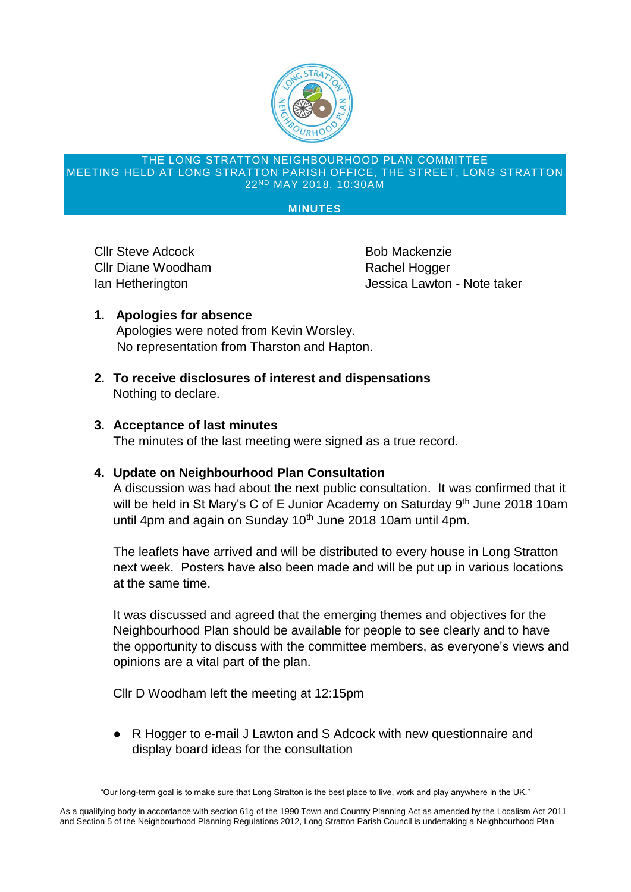THE LONG STRATTON NEIGHBOURHOOD PLAN COMMITTEE
MEETING HELD AT LONG STRATTON PARISH OFFICE, THE STREET, LONG STRATTON
22ND MAY 2018, 10:30AM

**MINUTES**

Cllr Steve Adcock
Cllr Diane Woodham
Ian Hetherington
Bob Mackenzie
Rachel Hogger
Jessica Lawton - Note taker

1. **Apologies for absence**
   Apologies were noted from Kevin Worsley.
   No representation from Tharston and Hapton.

2. **To receive disclosures of interest and dispensations**
   Nothing to declare.

3. **Acceptance of last minutes**
   The minutes of the last meeting were signed as a true record.

4. **Update on Neighbourhood Plan Consultation**
   A discussion was had about the next public consultation. It was confirmed that it will be held in St Mary's C of E Junior Academy on Saturday 9th June 2018 10am until 4pm and again on Sunday 10th June 2018 10am until 4pm.

   The leaflets have arrived and will be distributed to every house in Long Stratton next week. Posters have also been made and will be put up in various locations at the same time.

   It was discussed and agreed that the emerging themes and objectives for the Neighbourhood Plan should be available for people to see clearly and to have the opportunity to discuss with the committee members, as everyone's views and opinions are a vital part of the plan.

   Cllr D Woodham left the meeting at 12:15pm

   - R Hogger to e-mail J Lawton and S Adcock with new questionnaire and display board ideas for the consultation

"Our long-term goal is to make sure that Long Stratton is the best place to live, work and play anywhere in the UK."

As a qualifying body in accordance with section 61g of the 1990 Town and Country Planning Act as amended by the Localism Act 2011 and Section 5 of the Neighbourhood Planning Regulations 2012, Long Stratton Parish Council is undertaking a Neighbourhood Plan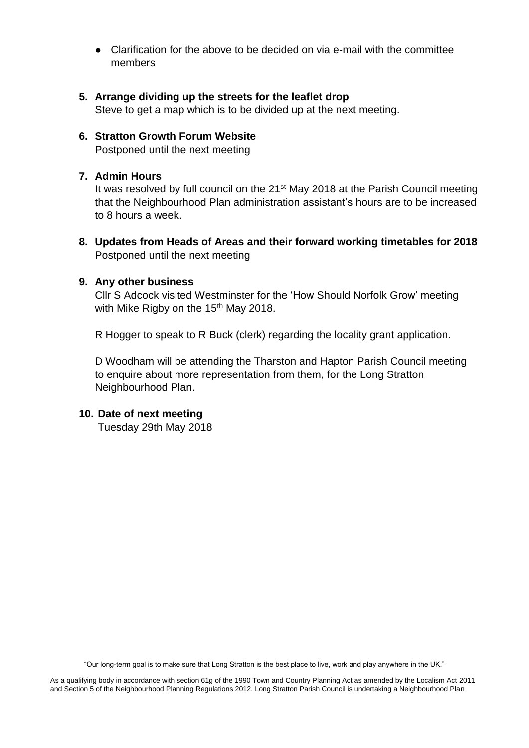- Clarification for the above to be decided on via e-mail with the committee members

**5. Arrange dividing up the streets for the leaflet drop**

Steve to get a map which is to be divided up at the next meeting.

**6. Stratton Growth Forum Website**

Postponed until the next meeting

**7. Admin Hours**

It was resolved by full council on the 21st May 2018 at the Parish Council meeting that the Neighbourhood Plan administration assistant's hours are to be increased to 8 hours a week.

**8. Updates from Heads of Areas and their forward working timetables for 2018**

Postponed until the next meeting

**9. Any other business**

Cllr S Adcock visited Westminster for the 'How Should Norfolk Grow' meeting with Mike Rigby on the 15th May 2018.

R Hogger to speak to R Buck (clerk) regarding the locality grant application.

D Woodham will be attending the Tharston and Hapton Parish Council meeting to enquire about more representation from them, for the Long Stratton Neighbourhood Plan.

**10. Date of next meeting**

Tuesday 29th May 2018

"Our long-term goal is to make sure that Long Stratton is the best place to live, work and play anywhere in the UK."

As a qualifying body in accordance with section 61g of the 1990 Town and Country Planning Act as amended by the Localism Act 2011 and Section 5 of the Neighbourhood Planning Regulations 2012, Long Stratton Parish Council is undertaking a Neighbourhood Plan